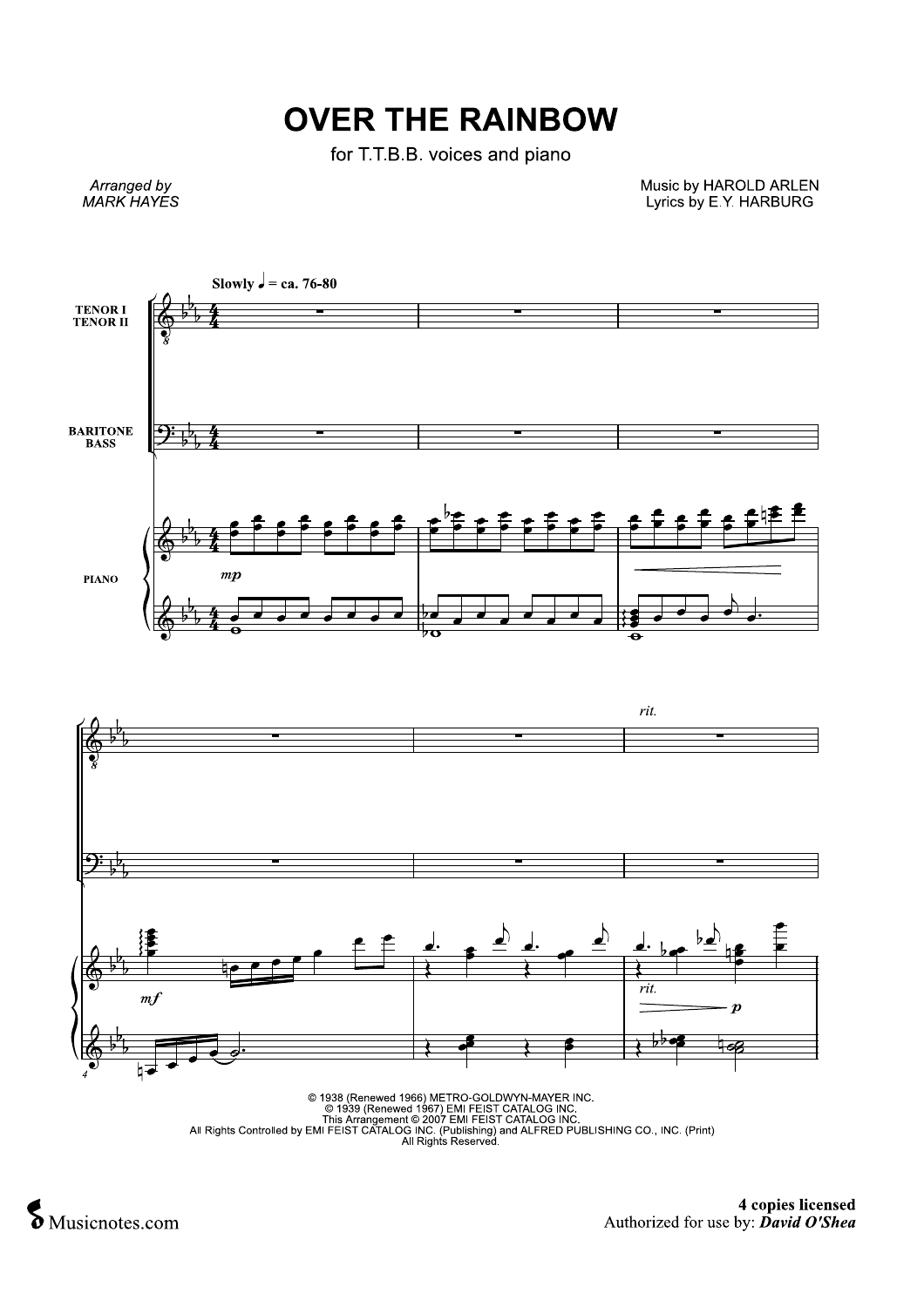# OVER THE RAINBOW

for T.T.B.B. voices and piano

*Arranged by*
*MARK HAYES*

Music by HAROLD ARLEN
Lyrics by E.Y. HARBURG

© 1938 (Renewed 1966) METRO-GOLDWYN-MAYER INC.
© 1939 (Renewed 1967) EMI FEIST CATALOG INC.
This Arrangement © 2007 EMI FEIST CATALOG INC.
All Rights Controlled by EMI FEIST CATALOG INC. (Publishing) and ALFRED PUBLISHING CO., INC. (Print)
All Rights Reserved.

**4 copies licensed**
Authorized for use by: ***David O'Shea***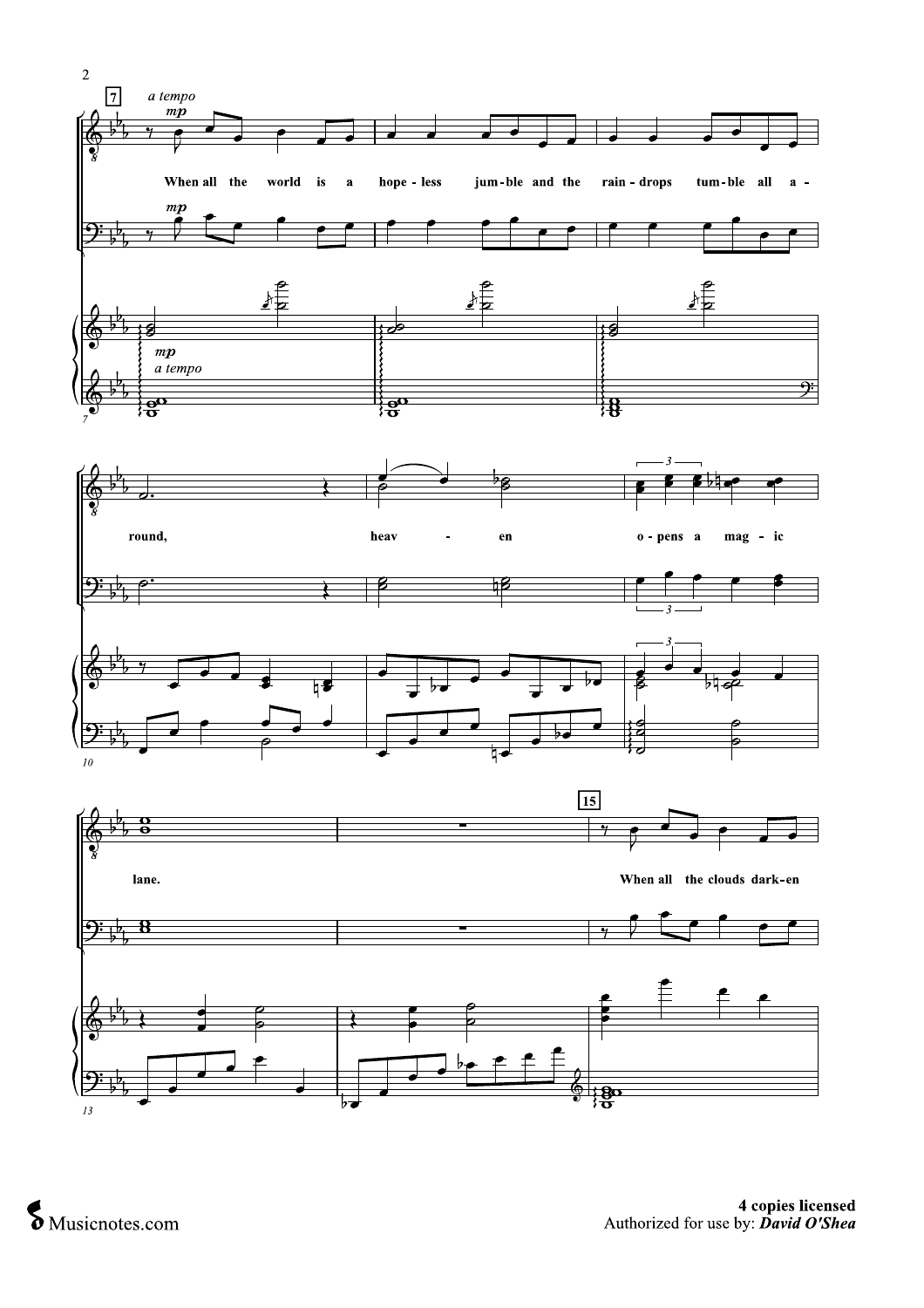a tempo

mp

When all the world is a hope - less jum - ble and the rain - drops tum - ble all a - round, heav - en o - pens a mag - ic lane.

When all the clouds dark - en

mp

a tempo

4 copies licensed
Authorized for use by: *David O'Shea*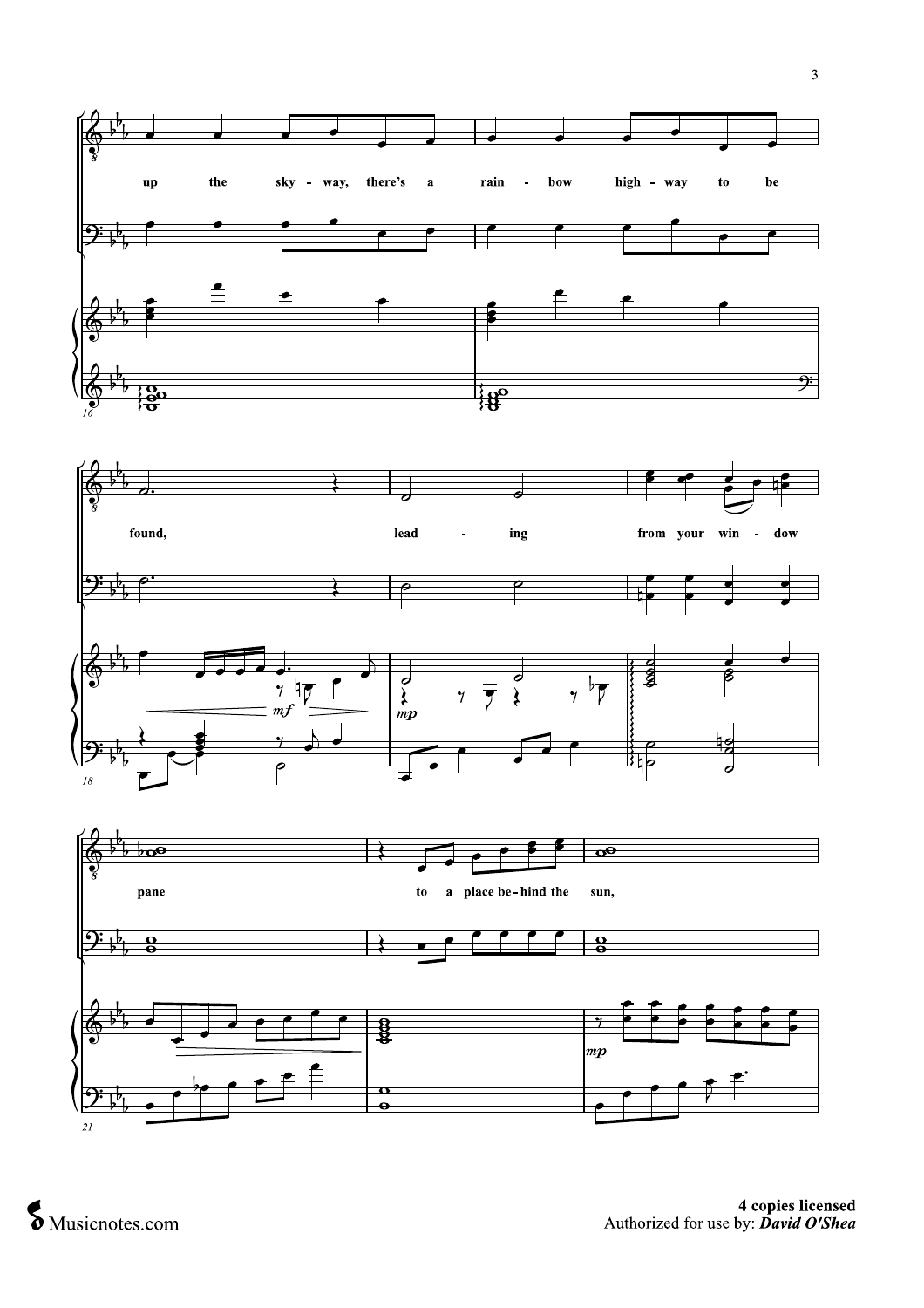up the sky - way, there's a rain - bow high - way to be

found, lead - ing from your win - dow

pane to a place be - hind the sun,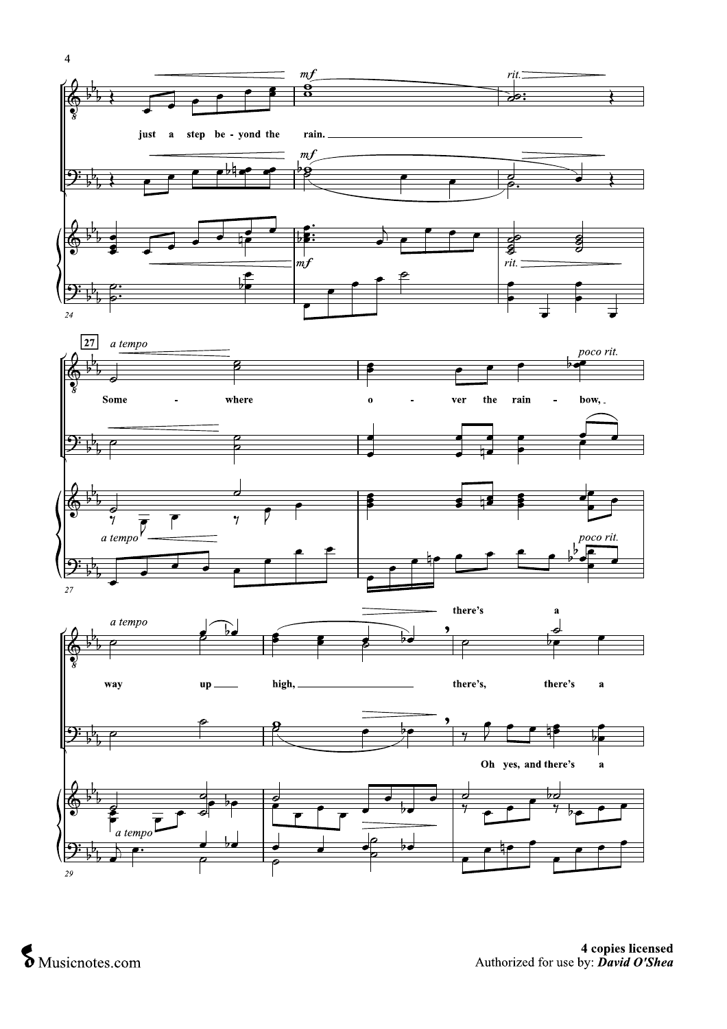just a step be - yond the rain.

*mf*

*rit.*

**27** *a tempo*

Some - where o - ver the rain - bow,

*poco rit.*

*a tempo*

way up high, there's, there's a

there's a

Oh yes, and there's a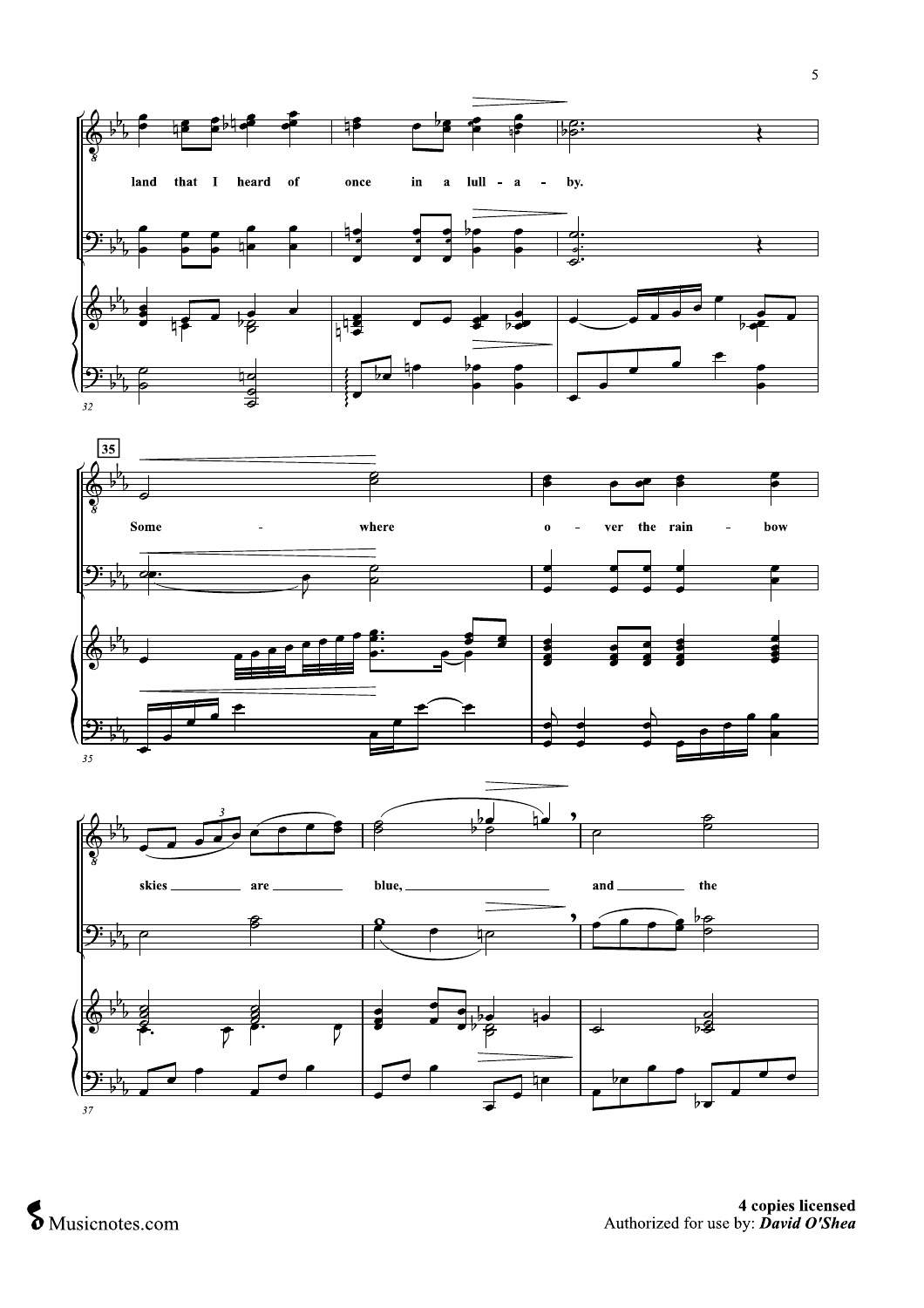land that I heard of once in a lull - a - by.

35

Some - where o - ver the rain - bow

skies are blue, and the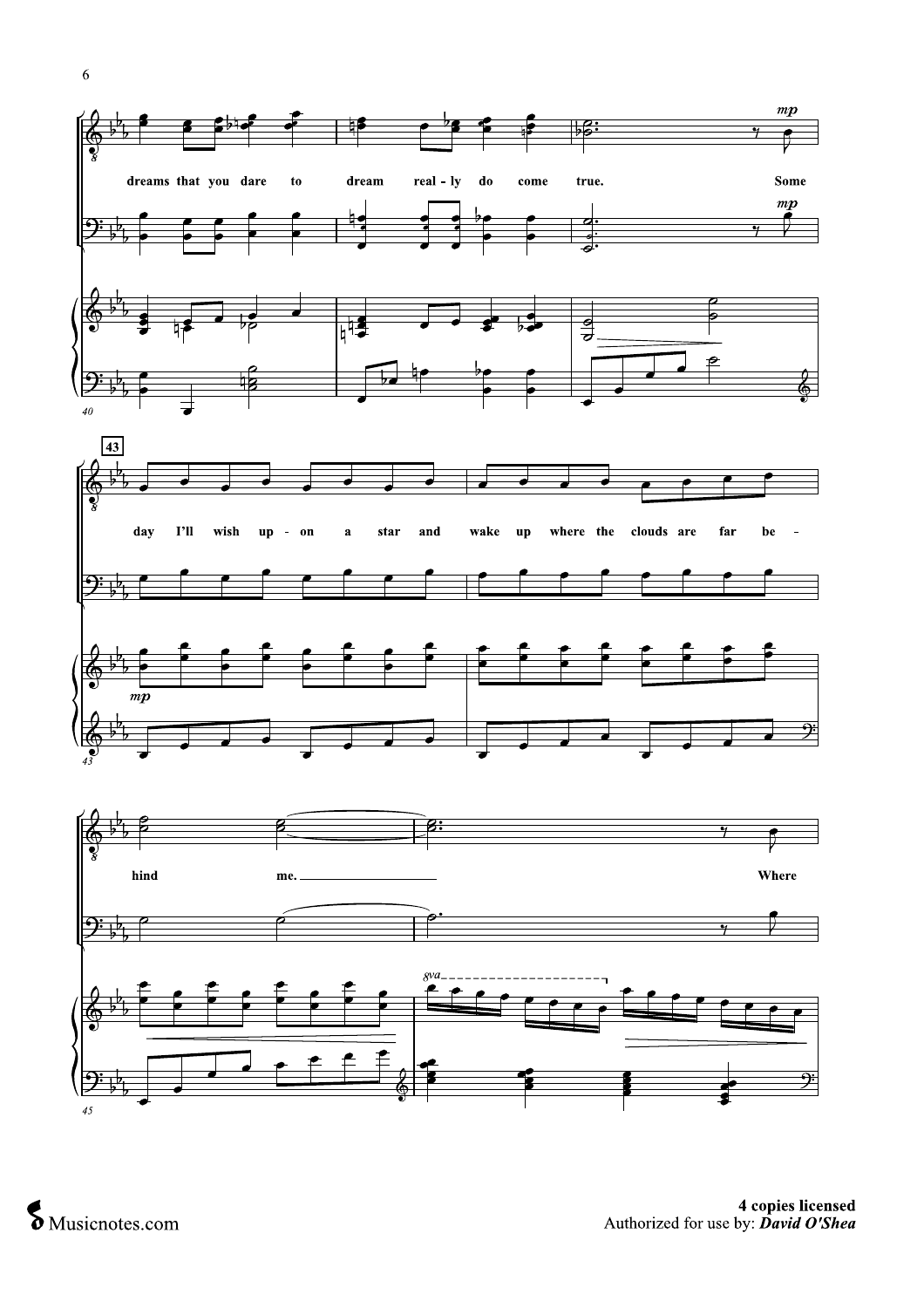dreams that you dare to dream real - ly do come true. Some

day I'll wish up - on a star and wake up where the clouds are far be -

hind me. Where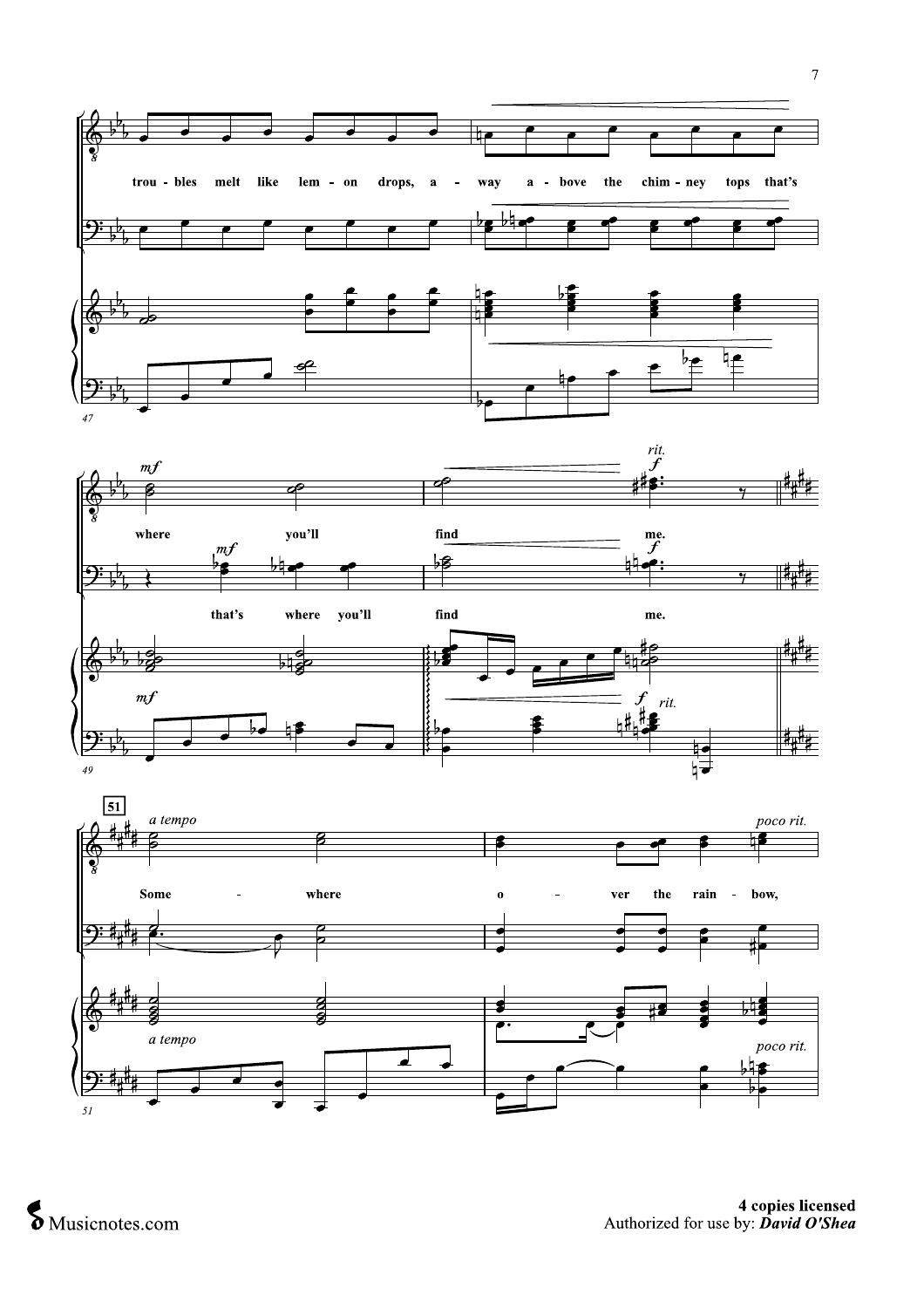trou - bles melt like lem - on drops, a - way a - bove the chim - ney tops that's

*mf*

where you'll find me.

that's where you'll find me.

*rit.* *f*

**51** *a tempo*

Some - where o - ver the rain - bow,

*poco rit.*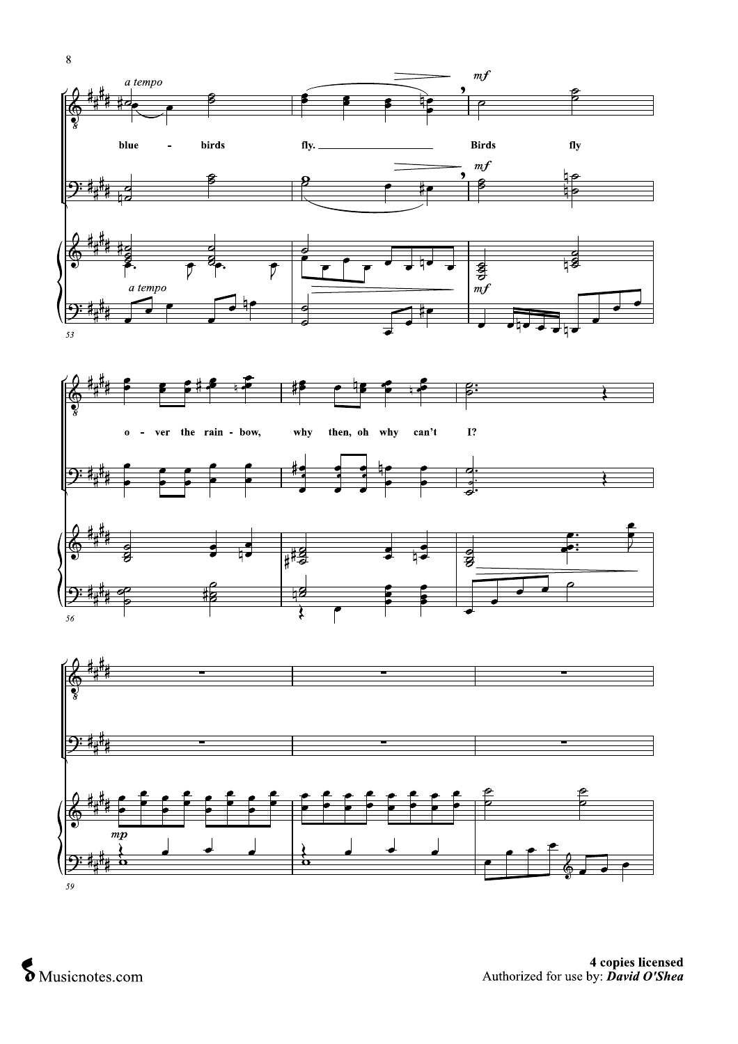*a tempo*

blue - birds fly. Birds fly

*mf*

o - ver the rain - bow, why then, oh why can't I?

*mp*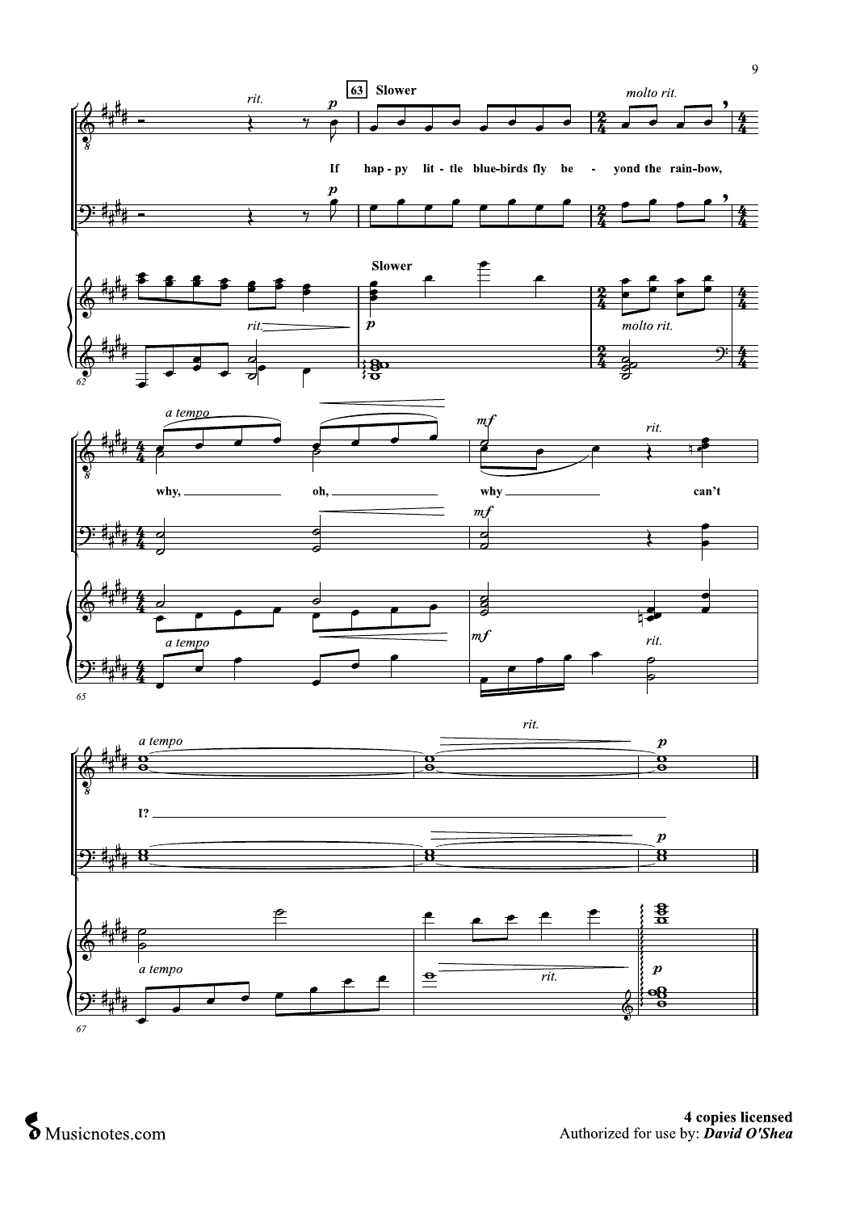rit. *p* 63 **Slower** *molto rit.*

**If hap - py lit - tle blue-birds fly be - yond the rain-bow,**

**Slower**

*p* *rit.* *molto rit.*

*a tempo* *mf* *rit.*

**why, oh, why can't**

*a tempo* *mf* *rit.*

*a tempo* *rit.* *p*

**I?**

*a tempo* *rit.* *p*